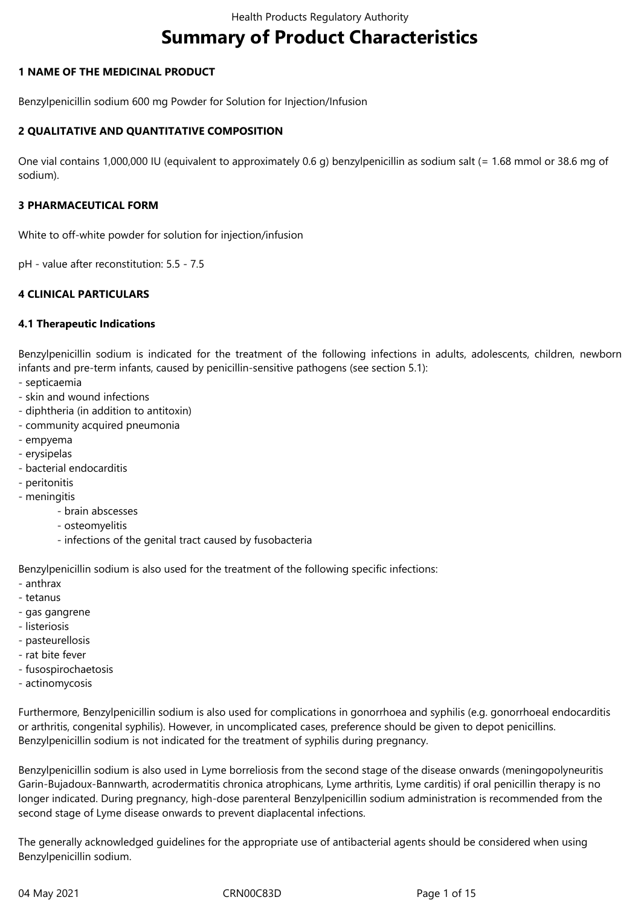# Summary of Product Characteristics

## 1 NAME OF THE MEDICINAL PRODUCT

Benzylpenicillin sodium 600 mg Powder for Solution for Injection/Infusion

## 2 QUALITATIVE AND QUANTITATIVE COMPOSITION

One vial contains 1,000,000 IU (equivalent to approximately 0.6 g) benzylpenicillin as sodium salt (= 1.68 mmol or 38.6 mg of sodium).

## 3 PHARMACEUTICAL FORM

White to off-white powder for solution for injection/infusion

pH - value after reconstitution: 5.5 - 7.5

## 4 CLINICAL PARTICULARS

### 4.1 Therapeutic Indications

Benzylpenicillin sodium is indicated for the treatment of the following infections in adults, adolescents, children, newborn infants and pre-term infants, caused by penicillin-sensitive pathogens (see section 5.1):

- septicaemia
- skin and wound infections
- diphtheria (in addition to antitoxin)
- community acquired pneumonia
- empyema
- erysipelas
- bacterial endocarditis
- peritonitis
- meningitis
    - brain abscesses
    - osteomyelitis
    - infections of the genital tract caused by fusobacteria

Benzylpenicillin sodium is also used for the treatment of the following specific infections:

- anthrax
- tetanus
- gas gangrene
- listeriosis
- pasteurellosis
- rat bite fever
- fusospirochaetosis
- actinomycosis

Furthermore, Benzylpenicillin sodium is also used for complications in gonorrhoea and syphilis (e.g. gonorrhoeal endocarditis or arthritis, congenital syphilis). However, in uncomplicated cases, preference should be given to depot penicillins. Benzylpenicillin sodium is not indicated for the treatment of syphilis during pregnancy.

Benzylpenicillin sodium is also used in Lyme borreliosis from the second stage of the disease onwards (meningopolyneuritis Garin-Bujadoux-Bannwarth, acrodermatitis chronica atrophicans, Lyme arthritis, Lyme carditis) if oral penicillin therapy is no longer indicated. During pregnancy, high-dose parenteral Benzylpenicillin sodium administration is recommended from the second stage of Lyme disease onwards to prevent diaplacental infections.

The generally acknowledged guidelines for the appropriate use of antibacterial agents should be considered when using Benzylpenicillin sodium.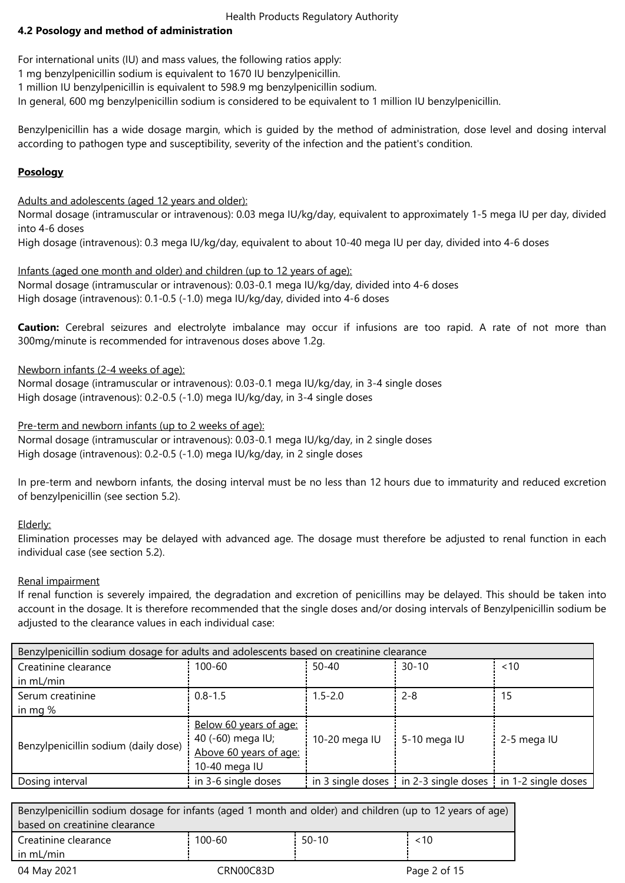**4.2 Posology and method of administration**

For international units (IU) and mass values, the following ratios apply:
1 mg benzylpenicillin sodium is equivalent to 1670 IU benzylpenicillin.
1 million IU benzylpenicillin is equivalent to 598.9 mg benzylpenicillin sodium.
In general, 600 mg benzylpenicillin sodium is considered to be equivalent to 1 million IU benzylpenicillin.

Benzylpenicillin has a wide dosage margin, which is guided by the method of administration, dose level and dosing interval according to pathogen type and susceptibility, severity of the infection and the patient's condition.

**Posology**

Adults and adolescents (aged 12 years and older):
Normal dosage (intramuscular or intravenous): 0.03 mega IU/kg/day, equivalent to approximately 1-5 mega IU per day, divided into 4-6 doses
High dosage (intravenous): 0.3 mega IU/kg/day, equivalent to about 10-40 mega IU per day, divided into 4-6 doses

Infants (aged one month and older) and children (up to 12 years of age):
Normal dosage (intramuscular or intravenous): 0.03-0.1 mega IU/kg/day, divided into 4-6 doses
High dosage (intravenous): 0.1-0.5 (-1.0) mega IU/kg/day, divided into 4-6 doses

**Caution:** Cerebral seizures and electrolyte imbalance may occur if infusions are too rapid. A rate of not more than 300mg/minute is recommended for intravenous doses above 1.2g.

Newborn infants (2-4 weeks of age):
Normal dosage (intramuscular or intravenous): 0.03-0.1 mega IU/kg/day, in 3-4 single doses
High dosage (intravenous): 0.2-0.5 (-1.0) mega IU/kg/day, in 3-4 single doses

Pre-term and newborn infants (up to 2 weeks of age):
Normal dosage (intramuscular or intravenous): 0.03-0.1 mega IU/kg/day, in 2 single doses
High dosage (intravenous): 0.2-0.5 (-1.0) mega IU/kg/day, in 2 single doses

In pre-term and newborn infants, the dosing interval must be no less than 12 hours due to immaturity and reduced excretion of benzylpenicillin (see section 5.2).

Elderly:
Elimination processes may be delayed with advanced age. The dosage must therefore be adjusted to renal function in each individual case (see section 5.2).

Renal impairment
If renal function is severely impaired, the degradation and excretion of penicillins may be delayed. This should be taken into account in the dosage. It is therefore recommended that the single doses and/or dosing intervals of Benzylpenicillin sodium be adjusted to the clearance values in each individual case:

| Benzylpenicillin sodium dosage for adults and adolescents based on creatinine clearance | | | | |
|---|---|---|---|---|
| Creatinine clearance in mL/min | 100-60 | 50-40 | 30-10 | <10 |
| Serum creatinine in mg % | 0.8-1.5 | 1.5-2.0 | 2-8 | 15 |
| Benzylpenicillin sodium (daily dose) | Below 60 years of age: 40 (-60) mega IU; Above 60 years of age: 10-40 mega IU | 10-20 mega IU | 5-10 mega IU | 2-5 mega IU |
| Dosing interval | in 3-6 single doses | in 3 single doses | in 2-3 single doses | in 1-2 single doses |

| Benzylpenicillin sodium dosage for infants (aged 1 month and older) and children (up to 12 years of age) based on creatinine clearance | | | |
|---|---|---|---|
| Creatinine clearance in mL/min | 100-60 | 50-10 | <10 |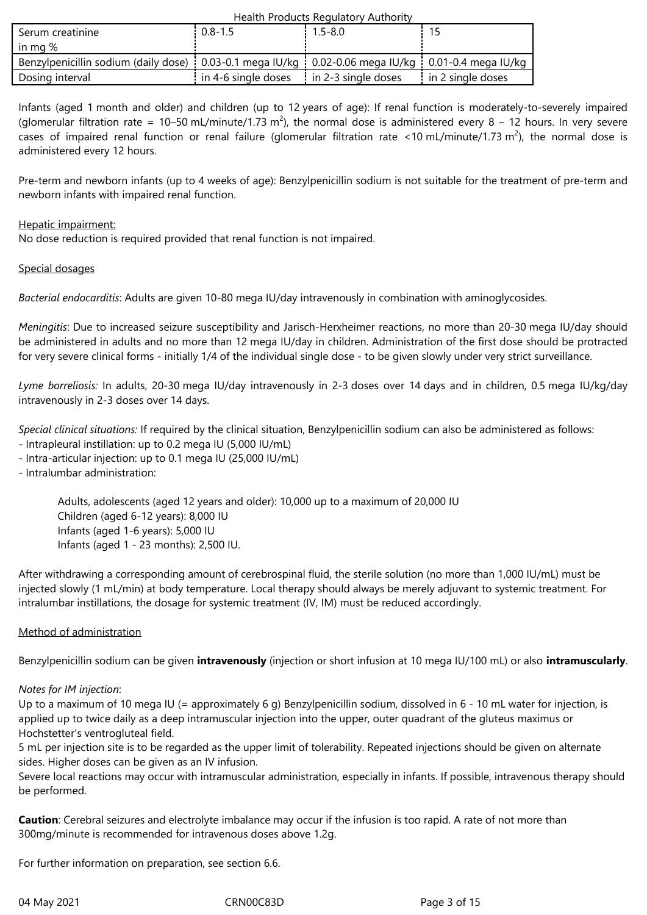| Serum creatinine in mg % | 0.8-1.5 | 1.5-8.0 | 15 |
|---|---|---|---|
| Benzylpenicillin sodium (daily dose) | 0.03-0.1 mega IU/kg | 0.02-0.06 mega IU/kg | 0.01-0.4 mega IU/kg |
| Dosing interval | in 4-6 single doses | in 2-3 single doses | in 2 single doses |

Infants (aged 1 month and older) and children (up to 12 years of age): If renal function is moderately-to-severely impaired (glomerular filtration rate = 10–50 mL/minute/1.73 $m^2$), the normal dose is administered every 8 – 12 hours. In very severe cases of impaired renal function or renal failure (glomerular filtration rate <10 mL/minute/1.73 $m^2$), the normal dose is administered every 12 hours.

Pre-term and newborn infants (up to 4 weeks of age): Benzylpenicillin sodium is not suitable for the treatment of pre-term and newborn infants with impaired renal function.

Hepatic impairment:

No dose reduction is required provided that renal function is not impaired.

Special dosages

*Bacterial endocarditis*: Adults are given 10-80 mega IU/day intravenously in combination with aminoglycosides.

*Meningitis*: Due to increased seizure susceptibility and Jarisch-Herxheimer reactions, no more than 20-30 mega IU/day should be administered in adults and no more than 12 mega IU/day in children. Administration of the first dose should be protracted for very severe clinical forms - initially 1/4 of the individual single dose - to be given slowly under very strict surveillance.

*Lyme borreliosis:* In adults, 20-30 mega IU/day intravenously in 2-3 doses over 14 days and in children, 0.5 mega IU/kg/day intravenously in 2-3 doses over 14 days.

*Special clinical situations:* If required by the clinical situation, Benzylpenicillin sodium can also be administered as follows:

- Intrapleural instillation: up to 0.2 mega IU (5,000 IU/mL)
- Intra-articular injection: up to 0.1 mega IU (25,000 IU/mL)
- Intralumbar administration:

  Adults, adolescents (aged 12 years and older): 10,000 up to a maximum of 20,000 IU
  Children (aged 6-12 years): 8,000 IU
  Infants (aged 1-6 years): 5,000 IU
  Infants (aged 1 - 23 months): 2,500 IU.

After withdrawing a corresponding amount of cerebrospinal fluid, the sterile solution (no more than 1,000 IU/mL) must be injected slowly (1 mL/min) at body temperature. Local therapy should always be merely adjuvant to systemic treatment. For intralumbar instillations, the dosage for systemic treatment (IV, IM) must be reduced accordingly.

Method of administration

Benzylpenicillin sodium can be given **intravenously** (injection or short infusion at 10 mega IU/100 mL) or also **intramuscularly**.

*Notes for IM injection*:

Up to a maximum of 10 mega IU (= approximately 6 g) Benzylpenicillin sodium, dissolved in 6 - 10 mL water for injection, is applied up to twice daily as a deep intramuscular injection into the upper, outer quadrant of the gluteus maximus or Hochstetter's ventrogluteal field.

5 mL per injection site is to be regarded as the upper limit of tolerability. Repeated injections should be given on alternate sides. Higher doses can be given as an IV infusion.

Severe local reactions may occur with intramuscular administration, especially in infants. If possible, intravenous therapy should be performed.

**Caution**: Cerebral seizures and electrolyte imbalance may occur if the infusion is too rapid. A rate of not more than 300mg/minute is recommended for intravenous doses above 1.2g.

For further information on preparation, see section 6.6.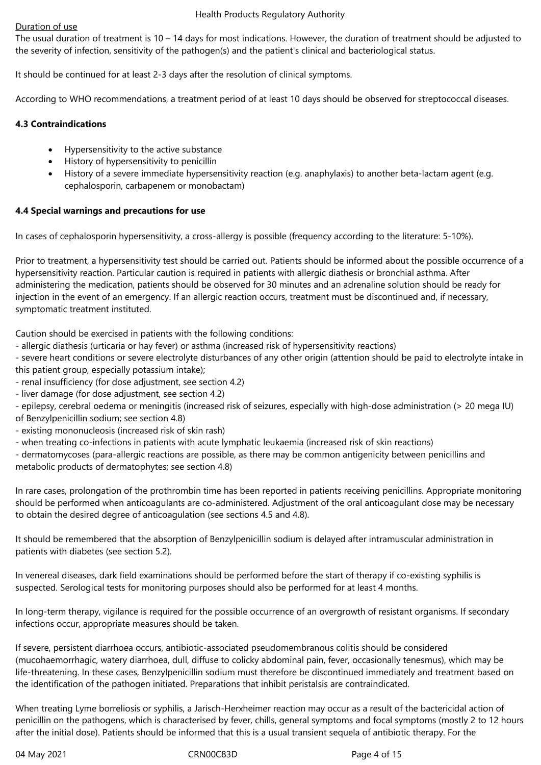Duration of use

The usual duration of treatment is 10 – 14 days for most indications. However, the duration of treatment should be adjusted to the severity of infection, sensitivity of the pathogen(s) and the patient's clinical and bacteriological status.

It should be continued for at least 2-3 days after the resolution of clinical symptoms.

According to WHO recommendations, a treatment period of at least 10 days should be observed for streptococcal diseases.

**4.3 Contraindications**

- Hypersensitivity to the active substance
- History of hypersensitivity to penicillin
- History of a severe immediate hypersensitivity reaction (e.g. anaphylaxis) to another beta-lactam agent (e.g. cephalosporin, carbapenem or monobactam)

**4.4 Special warnings and precautions for use**

In cases of cephalosporin hypersensitivity, a cross-allergy is possible (frequency according to the literature: 5-10%).

Prior to treatment, a hypersensitivity test should be carried out. Patients should be informed about the possible occurrence of a hypersensitivity reaction. Particular caution is required in patients with allergic diathesis or bronchial asthma. After administering the medication, patients should be observed for 30 minutes and an adrenaline solution should be ready for injection in the event of an emergency. If an allergic reaction occurs, treatment must be discontinued and, if necessary, symptomatic treatment instituted.

Caution should be exercised in patients with the following conditions:

- allergic diathesis (urticaria or hay fever) or asthma (increased risk of hypersensitivity reactions)
- severe heart conditions or severe electrolyte disturbances of any other origin (attention should be paid to electrolyte intake in this patient group, especially potassium intake);
- renal insufficiency (for dose adjustment, see section 4.2)
- liver damage (for dose adjustment, see section 4.2)
- epilepsy, cerebral oedema or meningitis (increased risk of seizures, especially with high-dose administration (> 20 mega IU) of Benzylpenicillin sodium; see section 4.8)
- existing mononucleosis (increased risk of skin rash)
- when treating co-infections in patients with acute lymphatic leukaemia (increased risk of skin reactions)
- dermatomycoses (para-allergic reactions are possible, as there may be common antigenicity between penicillins and metabolic products of dermatophytes; see section 4.8)

In rare cases, prolongation of the prothrombin time has been reported in patients receiving penicillins. Appropriate monitoring should be performed when anticoagulants are co-administered. Adjustment of the oral anticoagulant dose may be necessary to obtain the desired degree of anticoagulation (see sections 4.5 and 4.8).

It should be remembered that the absorption of Benzylpenicillin sodium is delayed after intramuscular administration in patients with diabetes (see section 5.2).

In venereal diseases, dark field examinations should be performed before the start of therapy if co-existing syphilis is suspected. Serological tests for monitoring purposes should also be performed for at least 4 months.

In long-term therapy, vigilance is required for the possible occurrence of an overgrowth of resistant organisms. If secondary infections occur, appropriate measures should be taken.

If severe, persistent diarrhoea occurs, antibiotic-associated pseudomembranous colitis should be considered (mucohaemorrhagic, watery diarrhoea, dull, diffuse to colicky abdominal pain, fever, occasionally tenesmus), which may be life-threatening. In these cases, Benzylpenicillin sodium must therefore be discontinued immediately and treatment based on the identification of the pathogen initiated. Preparations that inhibit peristalsis are contraindicated.

When treating Lyme borreliosis or syphilis, a Jarisch-Herxheimer reaction may occur as a result of the bactericidal action of penicillin on the pathogens, which is characterised by fever, chills, general symptoms and focal symptoms (mostly 2 to 12 hours after the initial dose). Patients should be informed that this is a usual transient sequela of antibiotic therapy. For the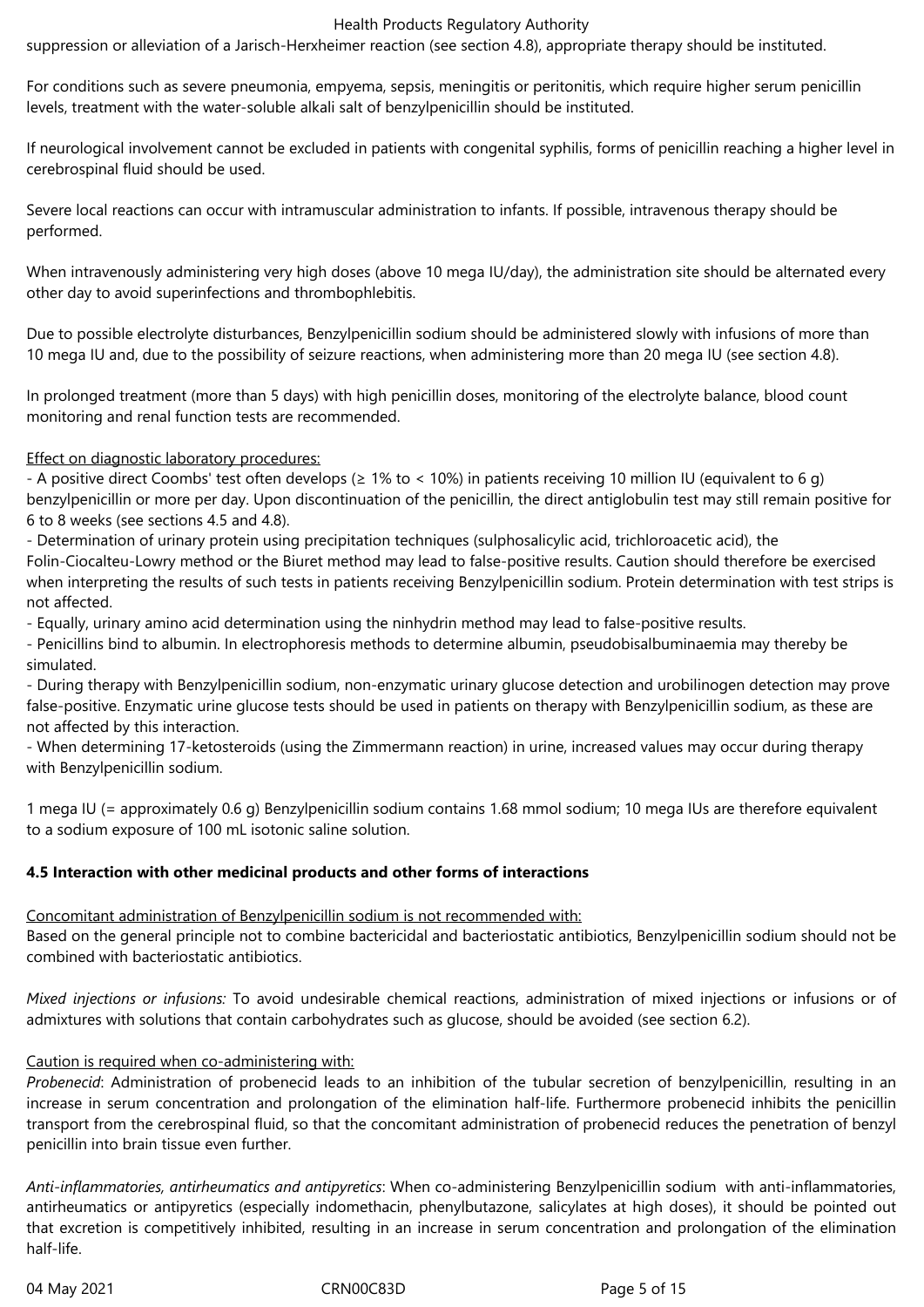suppression or alleviation of a Jarisch-Herxheimer reaction (see section 4.8), appropriate therapy should be instituted.

For conditions such as severe pneumonia, empyema, sepsis, meningitis or peritonitis, which require higher serum penicillin levels, treatment with the water-soluble alkali salt of benzylpenicillin should be instituted.

If neurological involvement cannot be excluded in patients with congenital syphilis, forms of penicillin reaching a higher level in cerebrospinal fluid should be used.

Severe local reactions can occur with intramuscular administration to infants. If possible, intravenous therapy should be performed.

When intravenously administering very high doses (above 10 mega IU/day), the administration site should be alternated every other day to avoid superinfections and thrombophlebitis.

Due to possible electrolyte disturbances, Benzylpenicillin sodium should be administered slowly with infusions of more than 10 mega IU and, due to the possibility of seizure reactions, when administering more than 20 mega IU (see section 4.8).

In prolonged treatment (more than 5 days) with high penicillin doses, monitoring of the electrolyte balance, blood count monitoring and renal function tests are recommended.

Effect on diagnostic laboratory procedures:

- A positive direct Coombs' test often develops (≥ 1% to < 10%) in patients receiving 10 million IU (equivalent to 6 g) benzylpenicillin or more per day. Upon discontinuation of the penicillin, the direct antiglobulin test may still remain positive for 6 to 8 weeks (see sections 4.5 and 4.8).
- Determination of urinary protein using precipitation techniques (sulphosalicylic acid, trichloroacetic acid), the Folin-Ciocalteu-Lowry method or the Biuret method may lead to false-positive results. Caution should therefore be exercised when interpreting the results of such tests in patients receiving Benzylpenicillin sodium. Protein determination with test strips is not affected.
- Equally, urinary amino acid determination using the ninhydrin method may lead to false-positive results.
- Penicillins bind to albumin. In electrophoresis methods to determine albumin, pseudobisalbuminaemia may thereby be simulated.
- During therapy with Benzylpenicillin sodium, non-enzymatic urinary glucose detection and urobilinogen detection may prove false-positive. Enzymatic urine glucose tests should be used in patients on therapy with Benzylpenicillin sodium, as these are not affected by this interaction.
- When determining 17-ketosteroids (using the Zimmermann reaction) in urine, increased values may occur during therapy with Benzylpenicillin sodium.

1 mega IU (= approximately 0.6 g) Benzylpenicillin sodium contains 1.68 mmol sodium; 10 mega IUs are therefore equivalent to a sodium exposure of 100 mL isotonic saline solution.

**4.5 Interaction with other medicinal products and other forms of interactions**

Concomitant administration of Benzylpenicillin sodium is not recommended with:

Based on the general principle not to combine bactericidal and bacteriostatic antibiotics, Benzylpenicillin sodium should not be combined with bacteriostatic antibiotics.

*Mixed injections or infusions:* To avoid undesirable chemical reactions, administration of mixed injections or infusions or of admixtures with solutions that contain carbohydrates such as glucose, should be avoided (see section 6.2).

Caution is required when co-administering with:

*Probenecid*: Administration of probenecid leads to an inhibition of the tubular secretion of benzylpenicillin, resulting in an increase in serum concentration and prolongation of the elimination half-life. Furthermore probenecid inhibits the penicillin transport from the cerebrospinal fluid, so that the concomitant administration of probenecid reduces the penetration of benzyl penicillin into brain tissue even further.

*Anti-inflammatories, antirheumatics and antipyretics*: When co-administering Benzylpenicillin sodium with anti-inflammatories, antirheumatics or antipyretics (especially indomethacin, phenylbutazone, salicylates at high doses), it should be pointed out that excretion is competitively inhibited, resulting in an increase in serum concentration and prolongation of the elimination half-life.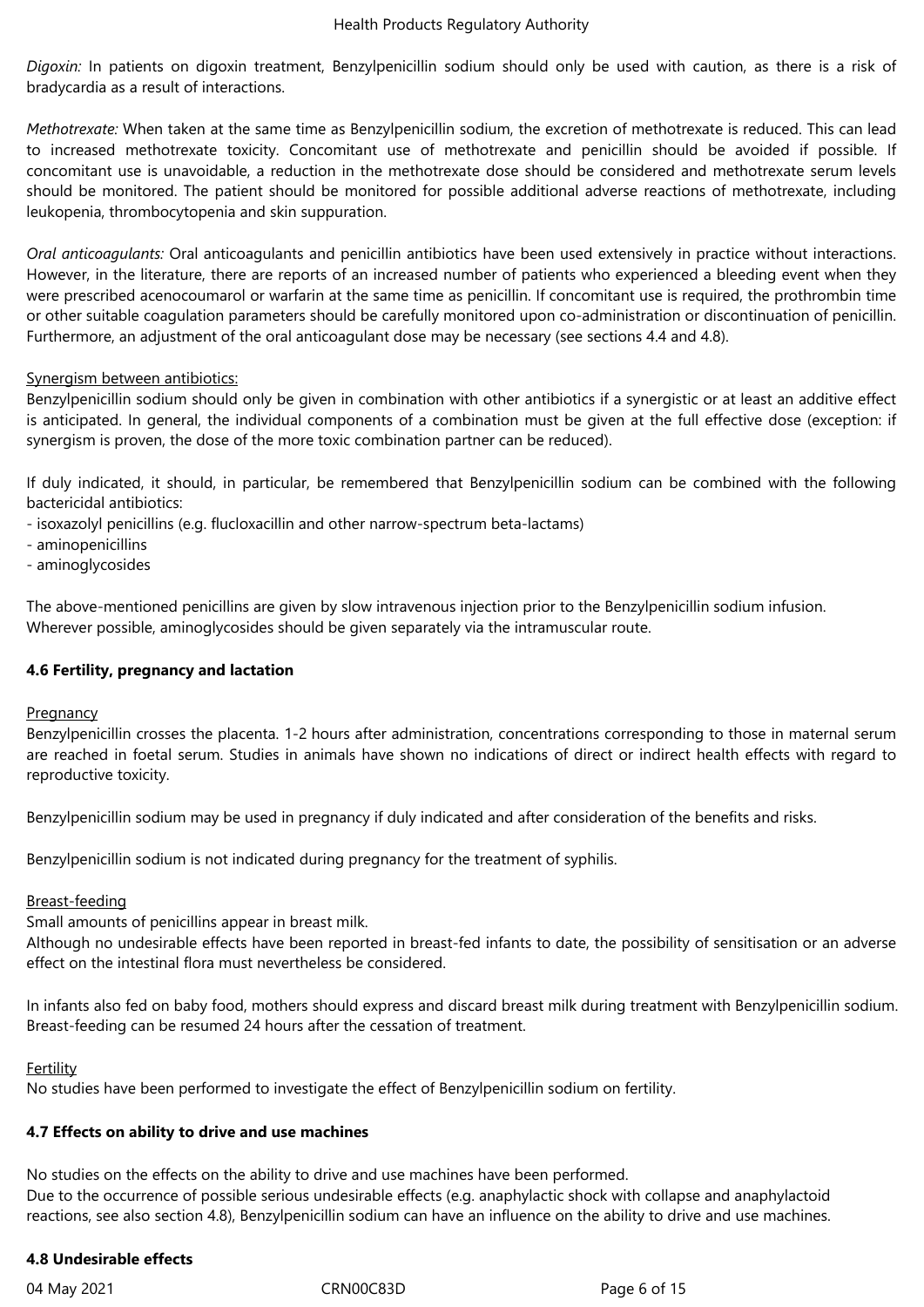*Digoxin:* In patients on digoxin treatment, Benzylpenicillin sodium should only be used with caution, as there is a risk of bradycardia as a result of interactions.

*Methotrexate:* When taken at the same time as Benzylpenicillin sodium, the excretion of methotrexate is reduced. This can lead to increased methotrexate toxicity. Concomitant use of methotrexate and penicillin should be avoided if possible. If concomitant use is unavoidable, a reduction in the methotrexate dose should be considered and methotrexate serum levels should be monitored. The patient should be monitored for possible additional adverse reactions of methotrexate, including leukopenia, thrombocytopenia and skin suppuration.

*Oral anticoagulants:* Oral anticoagulants and penicillin antibiotics have been used extensively in practice without interactions. However, in the literature, there are reports of an increased number of patients who experienced a bleeding event when they were prescribed acenocoumarol or warfarin at the same time as penicillin. If concomitant use is required, the prothrombin time or other suitable coagulation parameters should be carefully monitored upon co-administration or discontinuation of penicillin. Furthermore, an adjustment of the oral anticoagulant dose may be necessary (see sections 4.4 and 4.8).

Synergism between antibiotics:

Benzylpenicillin sodium should only be given in combination with other antibiotics if a synergistic or at least an additive effect is anticipated. In general, the individual components of a combination must be given at the full effective dose (exception: if synergism is proven, the dose of the more toxic combination partner can be reduced).

If duly indicated, it should, in particular, be remembered that Benzylpenicillin sodium can be combined with the following bactericidal antibiotics:

- isoxazolyl penicillins (e.g. flucloxacillin and other narrow-spectrum beta-lactams)
- aminopenicillins
- aminoglycosides

The above-mentioned penicillins are given by slow intravenous injection prior to the Benzylpenicillin sodium infusion. Wherever possible, aminoglycosides should be given separately via the intramuscular route.

**4.6 Fertility, pregnancy and lactation**

Pregnancy

Benzylpenicillin crosses the placenta. 1-2 hours after administration, concentrations corresponding to those in maternal serum are reached in foetal serum. Studies in animals have shown no indications of direct or indirect health effects with regard to reproductive toxicity.

Benzylpenicillin sodium may be used in pregnancy if duly indicated and after consideration of the benefits and risks.

Benzylpenicillin sodium is not indicated during pregnancy for the treatment of syphilis.

Breast-feeding

Small amounts of penicillins appear in breast milk.

Although no undesirable effects have been reported in breast-fed infants to date, the possibility of sensitisation or an adverse effect on the intestinal flora must nevertheless be considered.

In infants also fed on baby food, mothers should express and discard breast milk during treatment with Benzylpenicillin sodium. Breast-feeding can be resumed 24 hours after the cessation of treatment.

Fertility

No studies have been performed to investigate the effect of Benzylpenicillin sodium on fertility.

**4.7 Effects on ability to drive and use machines**

No studies on the effects on the ability to drive and use machines have been performed.
Due to the occurrence of possible serious undesirable effects (e.g. anaphylactic shock with collapse and anaphylactoid reactions, see also section 4.8), Benzylpenicillin sodium can have an influence on the ability to drive and use machines.

**4.8 Undesirable effects**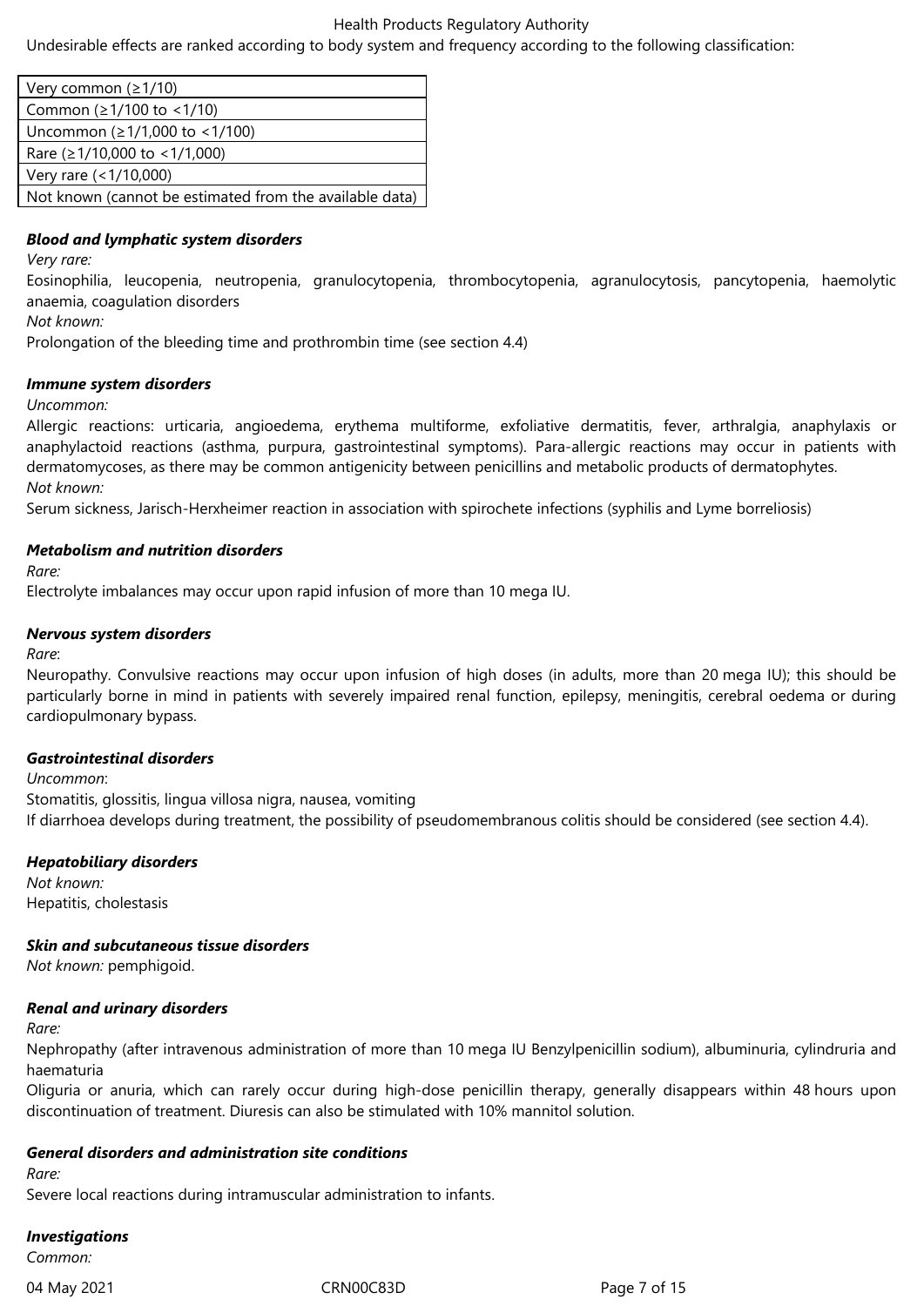Undesirable effects are ranked according to body system and frequency according to the following classification:

| Very common (≥1/10) |
|---|
| Common (≥1/100 to <1/10) |
| Uncommon (≥1/1,000 to <1/100) |
| Rare (≥1/10,000 to <1/1,000) |
| Very rare (<1/10,000) |
| Not known (cannot be estimated from the available data) |

***Blood and lymphatic system disorders***

*Very rare:*

Eosinophilia, leucopenia, neutropenia, granulocytopenia, thrombocytopenia, agranulocytosis, pancytopenia, haemolytic anaemia, coagulation disorders

*Not known:*

Prolongation of the bleeding time and prothrombin time (see section 4.4)

***Immune system disorders***

*Uncommon:*

Allergic reactions: urticaria, angioedema, erythema multiforme, exfoliative dermatitis, fever, arthralgia, anaphylaxis or anaphylactoid reactions (asthma, purpura, gastrointestinal symptoms). Para-allergic reactions may occur in patients with dermatomycoses, as there may be common antigenicity between penicillins and metabolic products of dermatophytes.

*Not known:*

Serum sickness, Jarisch-Herxheimer reaction in association with spirochete infections (syphilis and Lyme borreliosis)

***Metabolism and nutrition disorders***

*Rare:*

Electrolyte imbalances may occur upon rapid infusion of more than 10 mega IU.

***Nervous system disorders***

*Rare*:

Neuropathy. Convulsive reactions may occur upon infusion of high doses (in adults, more than 20 mega IU); this should be particularly borne in mind in patients with severely impaired renal function, epilepsy, meningitis, cerebral oedema or during cardiopulmonary bypass.

***Gastrointestinal disorders***

*Uncommon*:

Stomatitis, glossitis, lingua villosa nigra, nausea, vomiting

If diarrhoea develops during treatment, the possibility of pseudomembranous colitis should be considered (see section 4.4).

***Hepatobiliary disorders***

*Not known:*

Hepatitis, cholestasis

***Skin and subcutaneous tissue disorders***

*Not known:* pemphigoid.

***Renal and urinary disorders***

*Rare:*

Nephropathy (after intravenous administration of more than 10 mega IU Benzylpenicillin sodium), albuminuria, cylindruria and haematuria

Oliguria or anuria, which can rarely occur during high-dose penicillin therapy, generally disappears within 48 hours upon discontinuation of treatment. Diuresis can also be stimulated with 10% mannitol solution.

***General disorders and administration site conditions***

*Rare:*

Severe local reactions during intramuscular administration to infants.

***Investigations***

*Common:*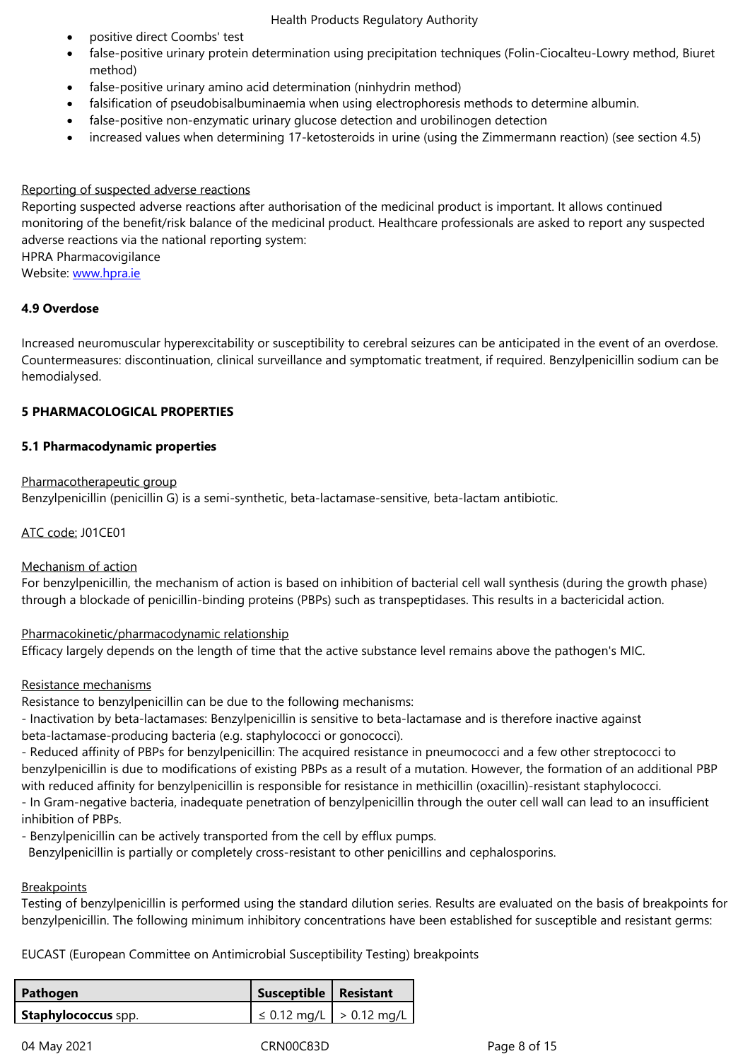- positive direct Coombs' test
- false-positive urinary protein determination using precipitation techniques (Folin-Ciocalteu-Lowry method, Biuret method)
- false-positive urinary amino acid determination (ninhydrin method)
- falsification of pseudobisalbuminaemia when using electrophoresis methods to determine albumin.
- false-positive non-enzymatic urinary glucose detection and urobilinogen detection
- increased values when determining 17-ketosteroids in urine (using the Zimmermann reaction) (see section 4.5)

Reporting of suspected adverse reactions

Reporting suspected adverse reactions after authorisation of the medicinal product is important. It allows continued monitoring of the benefit/risk balance of the medicinal product. Healthcare professionals are asked to report any suspected adverse reactions via the national reporting system:
HPRA Pharmacovigilance
Website: www.hpra.ie

**4.9 Overdose**

Increased neuromuscular hyperexcitability or susceptibility to cerebral seizures can be anticipated in the event of an overdose. Countermeasures: discontinuation, clinical surveillance and symptomatic treatment, if required. Benzylpenicillin sodium can be hemodialysed.

**5 PHARMACOLOGICAL PROPERTIES**

**5.1 Pharmacodynamic properties**

Pharmacotherapeutic group

Benzylpenicillin (penicillin G) is a semi-synthetic, beta-lactamase-sensitive, beta-lactam antibiotic.

ATC code: J01CE01

Mechanism of action

For benzylpenicillin, the mechanism of action is based on inhibition of bacterial cell wall synthesis (during the growth phase) through a blockade of penicillin-binding proteins (PBPs) such as transpeptidases. This results in a bactericidal action.

Pharmacokinetic/pharmacodynamic relationship

Efficacy largely depends on the length of time that the active substance level remains above the pathogen's MIC.

Resistance mechanisms

Resistance to benzylpenicillin can be due to the following mechanisms:

- Inactivation by beta-lactamases: Benzylpenicillin is sensitive to beta-lactamase and is therefore inactive against beta-lactamase-producing bacteria (e.g. staphylococci or gonococci).
- Reduced affinity of PBPs for benzylpenicillin: The acquired resistance in pneumococci and a few other streptococci to benzylpenicillin is due to modifications of existing PBPs as a result of a mutation. However, the formation of an additional PBP with reduced affinity for benzylpenicillin is responsible for resistance in methicillin (oxacillin)-resistant staphylococci.
- In Gram-negative bacteria, inadequate penetration of benzylpenicillin through the outer cell wall can lead to an insufficient inhibition of PBPs.
- Benzylpenicillin can be actively transported from the cell by efflux pumps.

Benzylpenicillin is partially or completely cross-resistant to other penicillins and cephalosporins.

Breakpoints

Testing of benzylpenicillin is performed using the standard dilution series. Results are evaluated on the basis of breakpoints for benzylpenicillin. The following minimum inhibitory concentrations have been established for susceptible and resistant germs:

EUCAST (European Committee on Antimicrobial Susceptibility Testing) breakpoints

| Pathogen | Susceptible | Resistant |
|---|---|---|
| **Staphylococcus** spp. | ≤ 0.12 mg/L | > 0.12 mg/L |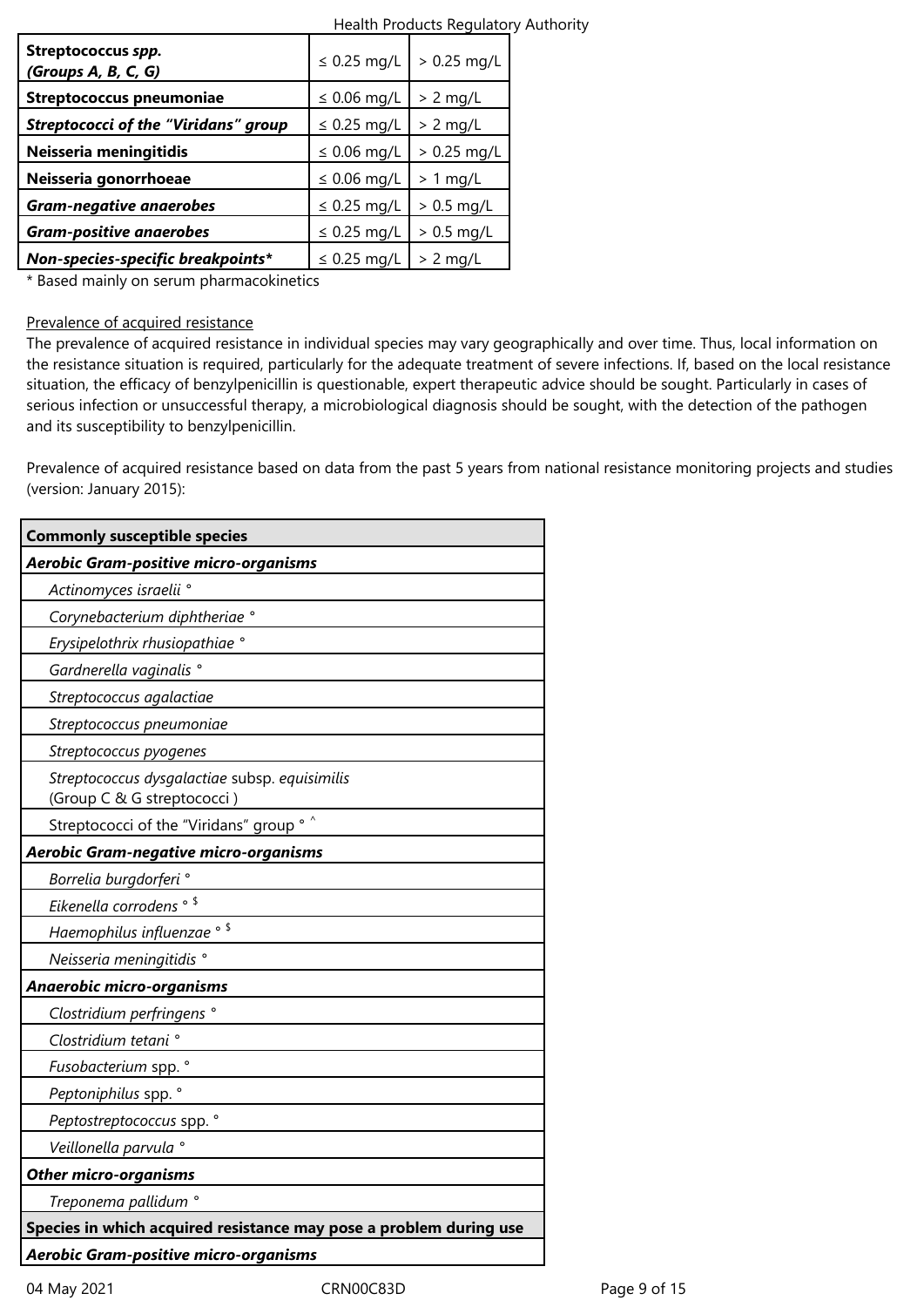| **Streptococcus *spp. (Groups A, B, C, G)*** | ≤ 0.25 mg/L | > 0.25 mg/L |
|---|---|---|
| **Streptococcus pneumoniae** | ≤ 0.06 mg/L | > 2 mg/L |
| ***Streptococci of the "Viridans" group*** | ≤ 0.25 mg/L | > 2 mg/L |
| **Neisseria meningitidis** | ≤ 0.06 mg/L | > 0.25 mg/L |
| **Neisseria gonorrhoeae** | ≤ 0.06 mg/L | > 1 mg/L |
| ***Gram-negative anaerobes*** | ≤ 0.25 mg/L | > 0.5 mg/L |
| ***Gram-positive anaerobes*** | ≤ 0.25 mg/L | > 0.5 mg/L |
| ***Non-species-specific breakpoints**** | ≤ 0.25 mg/L | > 2 mg/L |

* Based mainly on serum pharmacokinetics

Prevalence of acquired resistance

The prevalence of acquired resistance in individual species may vary geographically and over time. Thus, local information on the resistance situation is required, particularly for the adequate treatment of severe infections. If, based on the local resistance situation, the efficacy of benzylpenicillin is questionable, expert therapeutic advice should be sought. Particularly in cases of serious infection or unsuccessful therapy, a microbiological diagnosis should be sought, with the detection of the pathogen and its susceptibility to benzylpenicillin.

Prevalence of acquired resistance based on data from the past 5 years from national resistance monitoring projects and studies (version: January 2015):

| **Commonly susceptible species** |
|---|
| ***Aerobic Gram-positive micro-organisms*** |
| *Actinomyces israelii* ° |
| *Corynebacterium diphtheriae* ° |
| *Erysipelothrix rhusiopathiae* ° |
| *Gardnerella vaginalis* ° |
| *Streptococcus agalactiae* |
| *Streptococcus pneumoniae* |
| *Streptococcus pyogenes* |
| *Streptococcus dysgalactiae* subsp. *equisimilis* (Group C & G streptococci ) |
| Streptococci of the "Viridans" group ° ^ |
| ***Aerobic Gram-negative micro-organisms*** |
| *Borrelia burgdorferi* ° |
| *Eikenella corrodens* ° $ |
| *Haemophilus influenzae* ° $ |
| *Neisseria meningitidis* ° |
| ***Anaerobic micro-organisms*** |
| *Clostridium perfringens* ° |
| *Clostridium tetani* ° |
| *Fusobacterium* spp. ° |
| *Peptoniphilus* spp. ° |
| *Peptostreptococcus* spp. ° |
| *Veillonella parvula* ° |
| ***Other micro-organisms*** |
| *Treponema pallidum* ° |
| **Species in which acquired resistance may pose a problem during use** |
| ***Aerobic Gram-positive micro-organisms*** |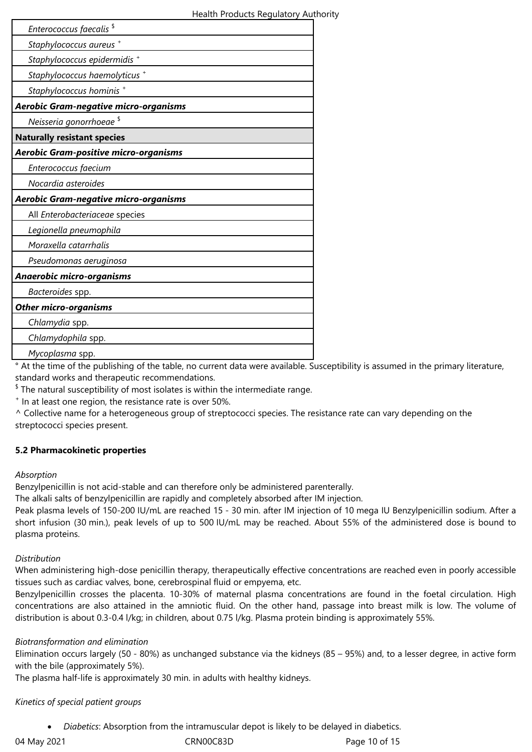| |
|---|
| *Enterococcus faecalis* $ |
| *Staphylococcus aureus* + |
| *Staphylococcus epidermidis* + |
| *Staphylococcus haemolyticus* + |
| *Staphylococcus hominis* + |
| ***Aerobic Gram-negative micro-organisms*** |
| *Neisseria gonorrhoeae* $ |
| **Naturally resistant species** |
| ***Aerobic Gram-positive micro-organisms*** |
| *Enterococcus faecium* |
| *Nocardia asteroides* |
| ***Aerobic Gram-negative micro-organisms*** |
| All *Enterobacteriaceae* species |
| *Legionella pneumophila* |
| *Moraxella catarrhalis* |
| *Pseudomonas aeruginosa* |
| ***Anaerobic micro-organisms*** |
| *Bacteroides* spp. |
| ***Other micro-organisms*** |
| *Chlamydia* spp. |
| *Chlamydophila* spp. |
| *Mycoplasma* spp. |

° At the time of the publishing of the table, no current data were available. Susceptibility is assumed in the primary literature, standard works and therapeutic recommendations.
$ The natural susceptibility of most isolates is within the intermediate range.
+ In at least one region, the resistance rate is over 50%.
^ Collective name for a heterogeneous group of streptococci species. The resistance rate can vary depending on the streptococci species present.

**5.2 Pharmacokinetic properties**

*Absorption*
Benzylpenicillin is not acid-stable and can therefore only be administered parenterally.
The alkali salts of benzylpenicillin are rapidly and completely absorbed after IM injection.
Peak plasma levels of 150-200 IU/mL are reached 15 - 30 min. after IM injection of 10 mega IU Benzylpenicillin sodium. After a short infusion (30 min.), peak levels of up to 500 IU/mL may be reached. About 55% of the administered dose is bound to plasma proteins.

*Distribution*
When administering high-dose penicillin therapy, therapeutically effective concentrations are reached even in poorly accessible tissues such as cardiac valves, bone, cerebrospinal fluid or empyema, etc.
Benzylpenicillin crosses the placenta. 10-30% of maternal plasma concentrations are found in the foetal circulation. High concentrations are also attained in the amniotic fluid. On the other hand, passage into breast milk is low. The volume of distribution is about 0.3-0.4 l/kg; in children, about 0.75 l/kg. Plasma protein binding is approximately 55%.

*Biotransformation and elimination*
Elimination occurs largely (50 - 80%) as unchanged substance via the kidneys (85 – 95%) and, to a lesser degree, in active form with the bile (approximately 5%).
The plasma half-life is approximately 30 min. in adults with healthy kidneys.

*Kinetics of special patient groups*

- *Diabetics*: Absorption from the intramuscular depot is likely to be delayed in diabetics.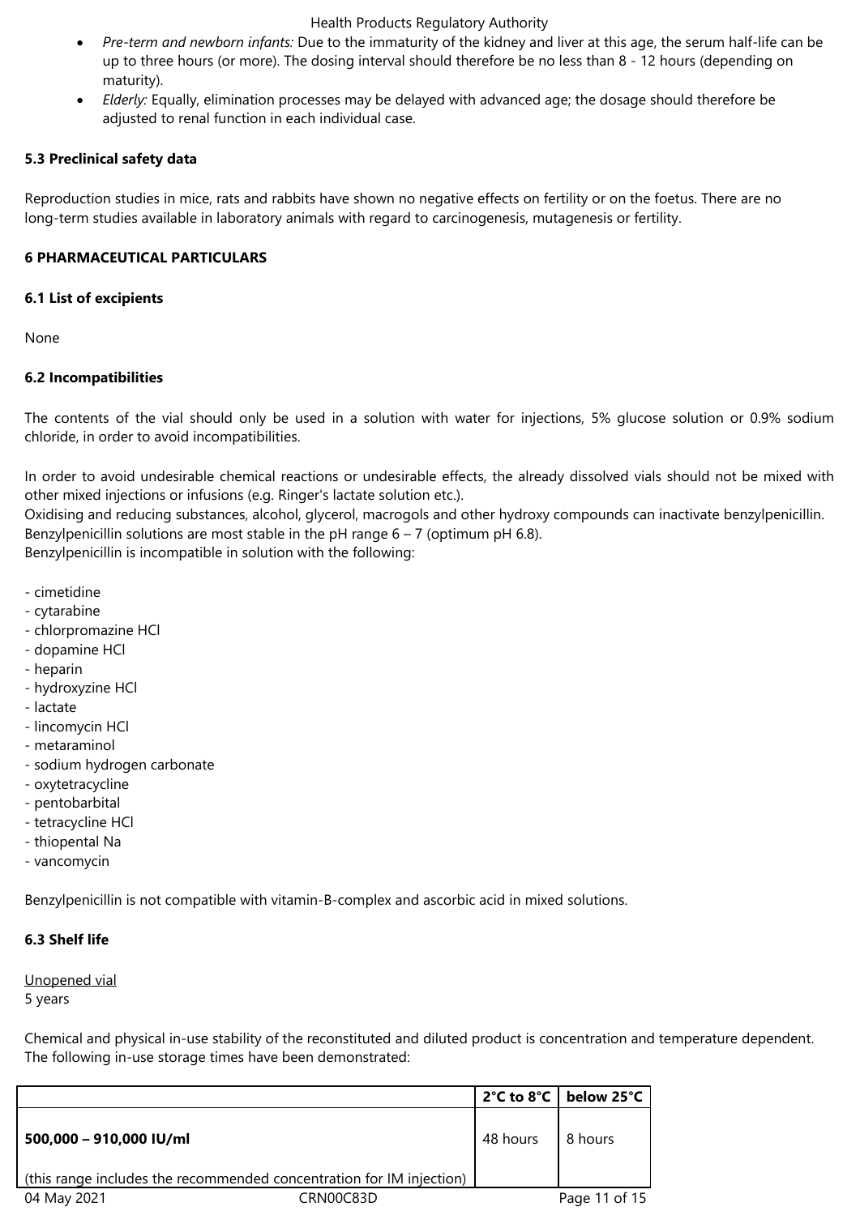- *Pre-term and newborn infants:* Due to the immaturity of the kidney and liver at this age, the serum half-life can be up to three hours (or more). The dosing interval should therefore be no less than 8 - 12 hours (depending on maturity).
- *Elderly:* Equally, elimination processes may be delayed with advanced age; the dosage should therefore be adjusted to renal function in each individual case.

**5.3 Preclinical safety data**

Reproduction studies in mice, rats and rabbits have shown no negative effects on fertility or on the foetus. There are no long-term studies available in laboratory animals with regard to carcinogenesis, mutagenesis or fertility.

**6 PHARMACEUTICAL PARTICULARS**

**6.1 List of excipients**

None

**6.2 Incompatibilities**

The contents of the vial should only be used in a solution with water for injections, 5% glucose solution or 0.9% sodium chloride, in order to avoid incompatibilities.

In order to avoid undesirable chemical reactions or undesirable effects, the already dissolved vials should not be mixed with other mixed injections or infusions (e.g. Ringer's lactate solution etc.).
Oxidising and reducing substances, alcohol, glycerol, macrogols and other hydroxy compounds can inactivate benzylpenicillin.
Benzylpenicillin solutions are most stable in the pH range 6 – 7 (optimum pH 6.8).
Benzylpenicillin is incompatible in solution with the following:

- cimetidine
- cytarabine
- chlorpromazine HCl
- dopamine HCl
- heparin
- hydroxyzine HCl
- lactate
- lincomycin HCl
- metaraminol
- sodium hydrogen carbonate
- oxytetracycline
- pentobarbital
- tetracycline HCl
- thiopental Na
- vancomycin

Benzylpenicillin is not compatible with vitamin-B-complex and ascorbic acid in mixed solutions.

**6.3 Shelf life**

Unopened vial
5 years

Chemical and physical in-use stability of the reconstituted and diluted product is concentration and temperature dependent. The following in-use storage times have been demonstrated:

| | **2°C to 8°C** | **below 25°C** |
|---|---|---|
| **500,000 – 910,000 IU/ml**<br><br>(this range includes the recommended concentration for IM injection) | 48 hours | 8 hours |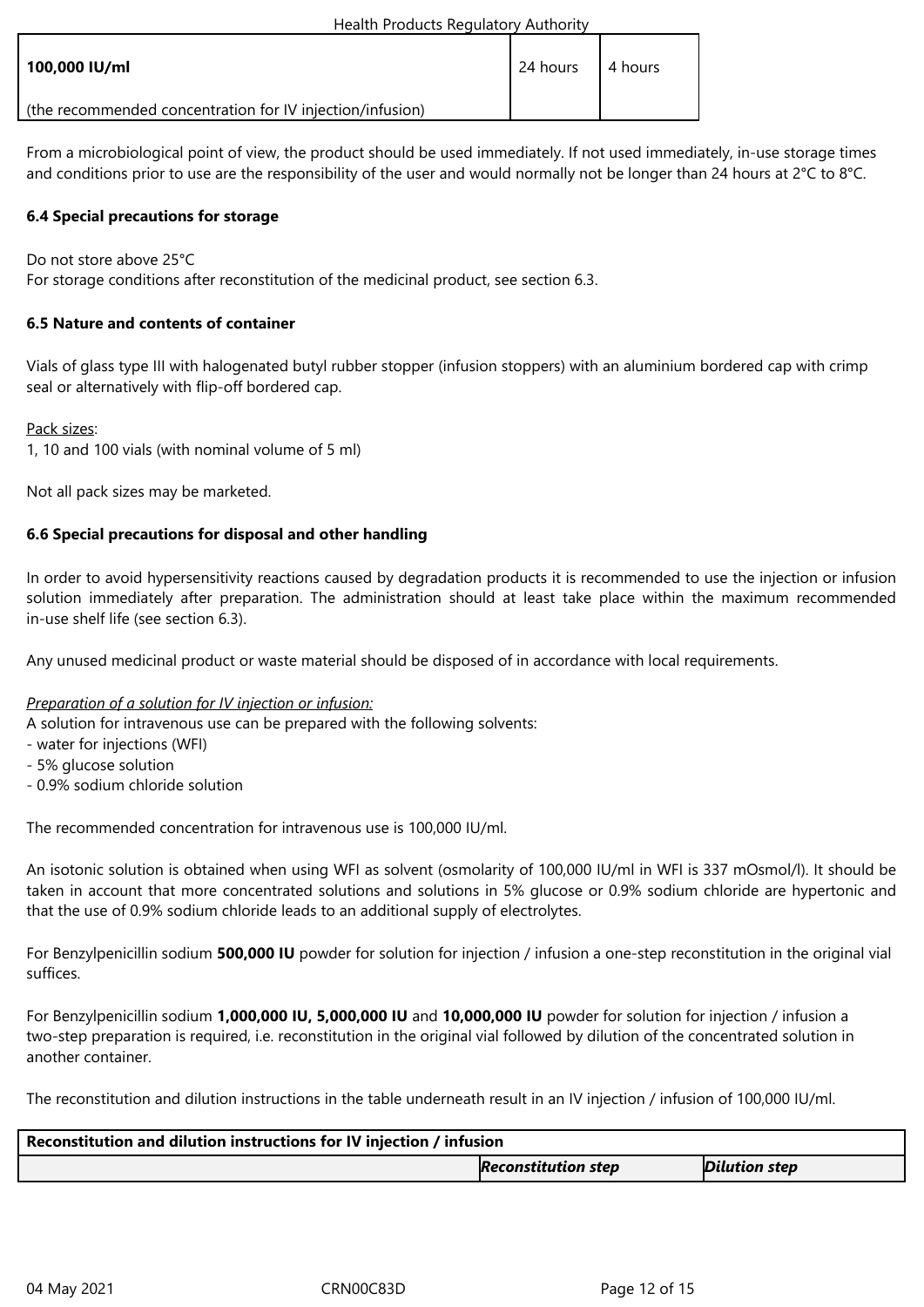| | | |
|---|---|---|
| **100,000 IU/ml**<br><br>(the recommended concentration for IV injection/infusion) | 24 hours | 4 hours |

From a microbiological point of view, the product should be used immediately. If not used immediately, in-use storage times and conditions prior to use are the responsibility of the user and would normally not be longer than 24 hours at 2°C to 8°C.

### 6.4 Special precautions for storage

Do not store above 25°C
For storage conditions after reconstitution of the medicinal product, see section 6.3.

### 6.5 Nature and contents of container

Vials of glass type III with halogenated butyl rubber stopper (infusion stoppers) with an aluminium bordered cap with crimp seal or alternatively with flip-off bordered cap.

Pack sizes:
1, 10 and 100 vials (with nominal volume of 5 ml)

Not all pack sizes may be marketed.

### 6.6 Special precautions for disposal and other handling

In order to avoid hypersensitivity reactions caused by degradation products it is recommended to use the injection or infusion solution immediately after preparation. The administration should at least take place within the maximum recommended in-use shelf life (see section 6.3).

Any unused medicinal product or waste material should be disposed of in accordance with local requirements.

*Preparation of a solution for IV injection or infusion:*
A solution for intravenous use can be prepared with the following solvents:
- water for injections (WFI)
- 5% glucose solution
- 0.9% sodium chloride solution

The recommended concentration for intravenous use is 100,000 IU/ml.

An isotonic solution is obtained when using WFI as solvent (osmolarity of 100,000 IU/ml in WFI is 337 mOsmol/l). It should be taken in account that more concentrated solutions and solutions in 5% glucose or 0.9% sodium chloride are hypertonic and that the use of 0.9% sodium chloride leads to an additional supply of electrolytes.

For Benzylpenicillin sodium **500,000 IU** powder for solution for injection / infusion a one-step reconstitution in the original vial suffices.

For Benzylpenicillin sodium **1,000,000 IU, 5,000,000 IU** and **10,000,000 IU** powder for solution for injection / infusion a two-step preparation is required, i.e. reconstitution in the original vial followed by dilution of the concentrated solution in another container.

The reconstitution and dilution instructions in the table underneath result in an IV injection / infusion of 100,000 IU/ml.

| **Reconstitution and dilution instructions for IV injection / infusion** | | |
|---|---|---|
| | ***Reconstitution step*** | ***Dilution step*** |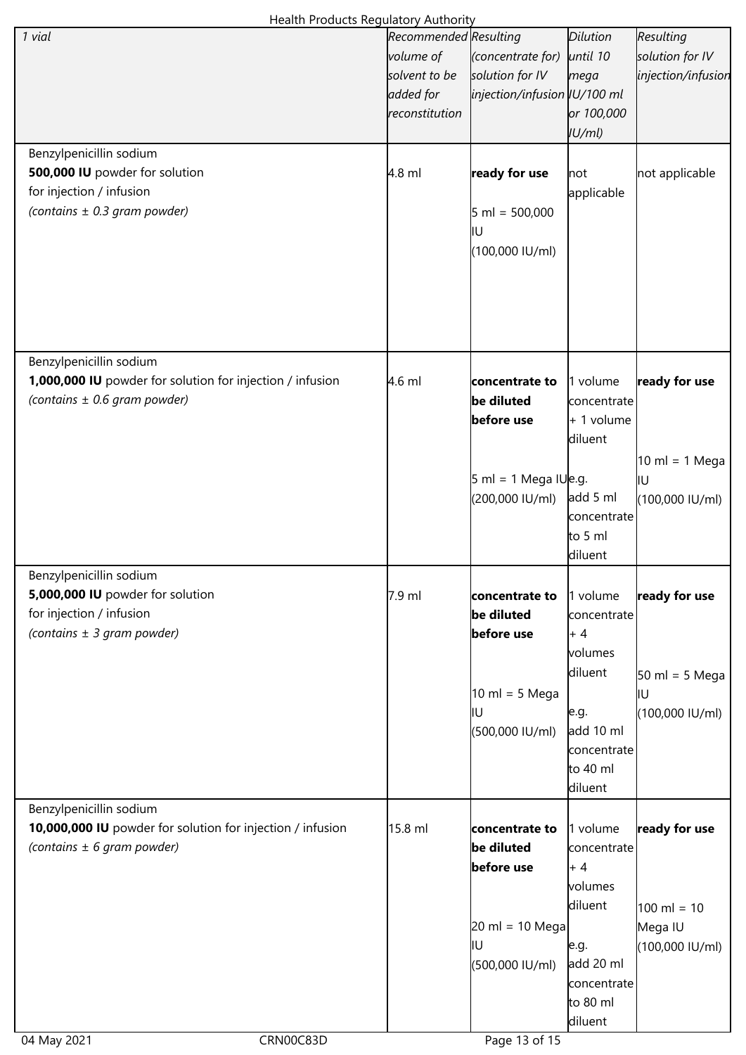| *1 vial* | *Recommended volume of solvent to be added for reconstitution* | *Resulting (concentrate for) solution for IV injection/infusion* | *Dilution until 10 mega IU/100 ml or 100,000 IU/ml)* | *Resulting solution for IV injection/infusion* |
|---|---|---|---|---|
| Benzylpenicillin sodium **500,000 IU** powder for solution for injection / infusion *(contains ± 0.3 gram powder)* | 4.8 ml | **ready for use** 5 ml = 500,000 IU (100,000 IU/ml) | not applicable | not applicable |
| Benzylpenicillin sodium **1,000,000 IU** powder for solution for injection / infusion *(contains ± 0.6 gram powder)* | 4.6 ml | **concentrate to be diluted before use** 5 ml = 1 Mega IU (200,000 IU/ml) | 1 volume concentrate + 1 volume diluent e.g. add 5 ml concentrate to 5 ml diluent | **ready for use** 10 ml = 1 Mega IU (100,000 IU/ml) |
| Benzylpenicillin sodium **5,000,000 IU** powder for solution for injection / infusion *(contains ± 3 gram powder)* | 7.9 ml | **concentrate to be diluted before use** 10 ml = 5 Mega IU (500,000 IU/ml) | 1 volume concentrate + 4 volumes diluent e.g. add 10 ml concentrate to 40 ml diluent | **ready for use** 50 ml = 5 Mega IU (100,000 IU/ml) |
| Benzylpenicillin sodium **10,000,000 IU** powder for solution for injection / infusion *(contains ± 6 gram powder)* | 15.8 ml | **concentrate to be diluted before use** 20 ml = 10 Mega IU (500,000 IU/ml) | 1 volume concentrate + 4 volumes diluent e.g. add 20 ml concentrate to 80 ml diluent | **ready for use** 100 ml = 10 Mega IU (100,000 IU/ml) |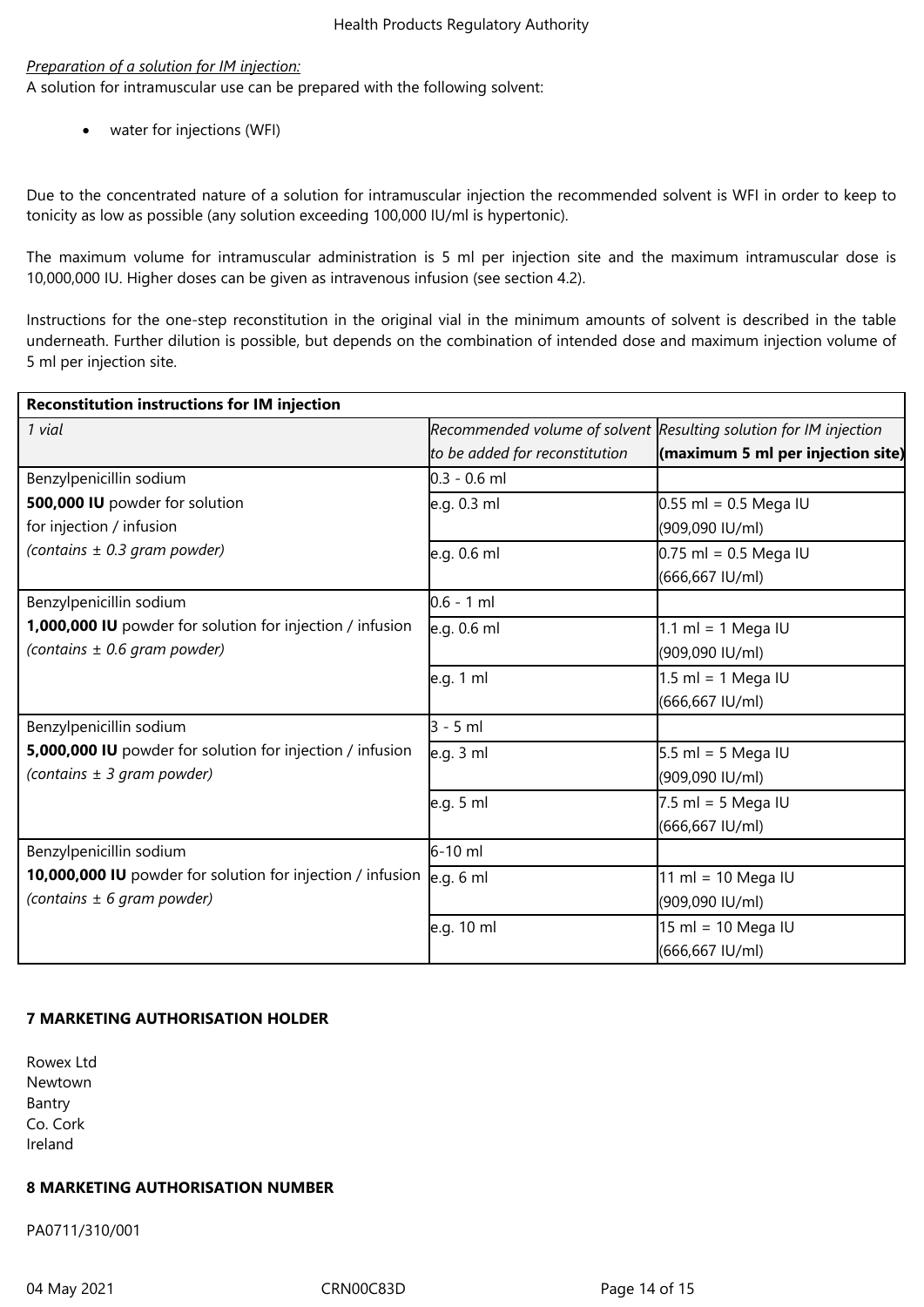*Preparation of a solution for IM injection:*
A solution for intramuscular use can be prepared with the following solvent:

- water for injections (WFI)

Due to the concentrated nature of a solution for intramuscular injection the recommended solvent is WFI in order to keep to tonicity as low as possible (any solution exceeding 100,000 IU/ml is hypertonic).

The maximum volume for intramuscular administration is 5 ml per injection site and the maximum intramuscular dose is 10,000,000 IU. Higher doses can be given as intravenous infusion (see section 4.2).

Instructions for the one-step reconstitution in the original vial in the minimum amounts of solvent is described in the table underneath. Further dilution is possible, but depends on the combination of intended dose and maximum injection volume of 5 ml per injection site.

| **Reconstitution instructions for IM injection** | | |
|---|---|---|
| *1 vial* | *Recommended volume of solvent to be added for reconstitution* | *Resulting solution for IM injection* **(maximum 5 ml per injection site)** |
| Benzylpenicillin sodium **500,000 IU** powder for solution for injection / infusion *(contains ± 0.3 gram powder)* | 0.3 - 0.6 ml | |
| | e.g. 0.3 ml | 0.55 ml = 0.5 Mega IU (909,090 IU/ml) |
| | e.g. 0.6 ml | 0.75 ml = 0.5 Mega IU (666,667 IU/ml) |
| Benzylpenicillin sodium **1,000,000 IU** powder for solution for injection / infusion *(contains ± 0.6 gram powder)* | 0.6 - 1 ml | |
| | e.g. 0.6 ml | 1.1 ml = 1 Mega IU (909,090 IU/ml) |
| | e.g. 1 ml | 1.5 ml = 1 Mega IU (666,667 IU/ml) |
| Benzylpenicillin sodium **5,000,000 IU** powder for solution for injection / infusion *(contains ± 3 gram powder)* | 3 - 5 ml | |
| | e.g. 3 ml | 5.5 ml = 5 Mega IU (909,090 IU/ml) |
| | e.g. 5 ml | 7.5 ml = 5 Mega IU (666,667 IU/ml) |
| Benzylpenicillin sodium **10,000,000 IU** powder for solution for injection / infusion *(contains ± 6 gram powder)* | 6-10 ml | |
| | e.g. 6 ml | 11 ml = 10 Mega IU (909,090 IU/ml) |
| | e.g. 10 ml | 15 ml = 10 Mega IU (666,667 IU/ml) |

## 7 MARKETING AUTHORISATION HOLDER

Rowex Ltd
Newtown
Bantry
Co. Cork
Ireland

## 8 MARKETING AUTHORISATION NUMBER

PA0711/310/001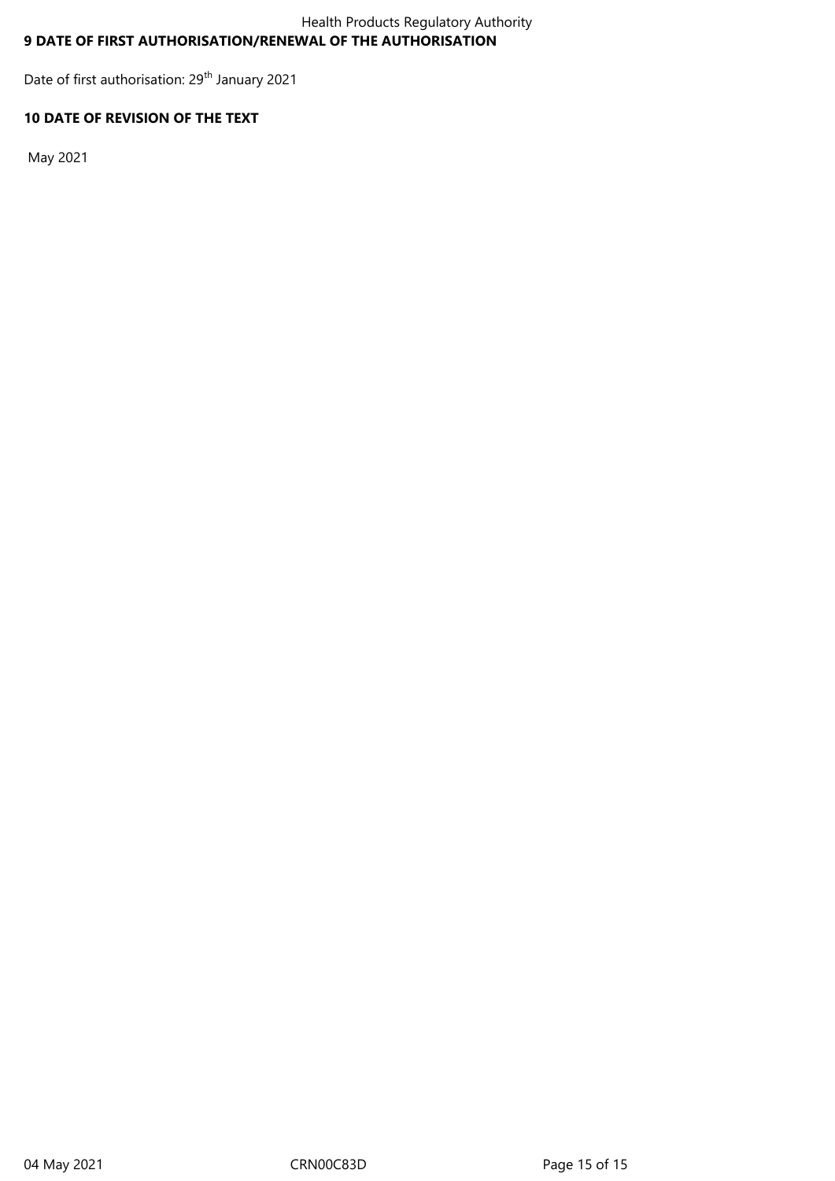## 9 DATE OF FIRST AUTHORISATION/RENEWAL OF THE AUTHORISATION

Date of first authorisation: 29th January 2021

## 10 DATE OF REVISION OF THE TEXT

May 2021